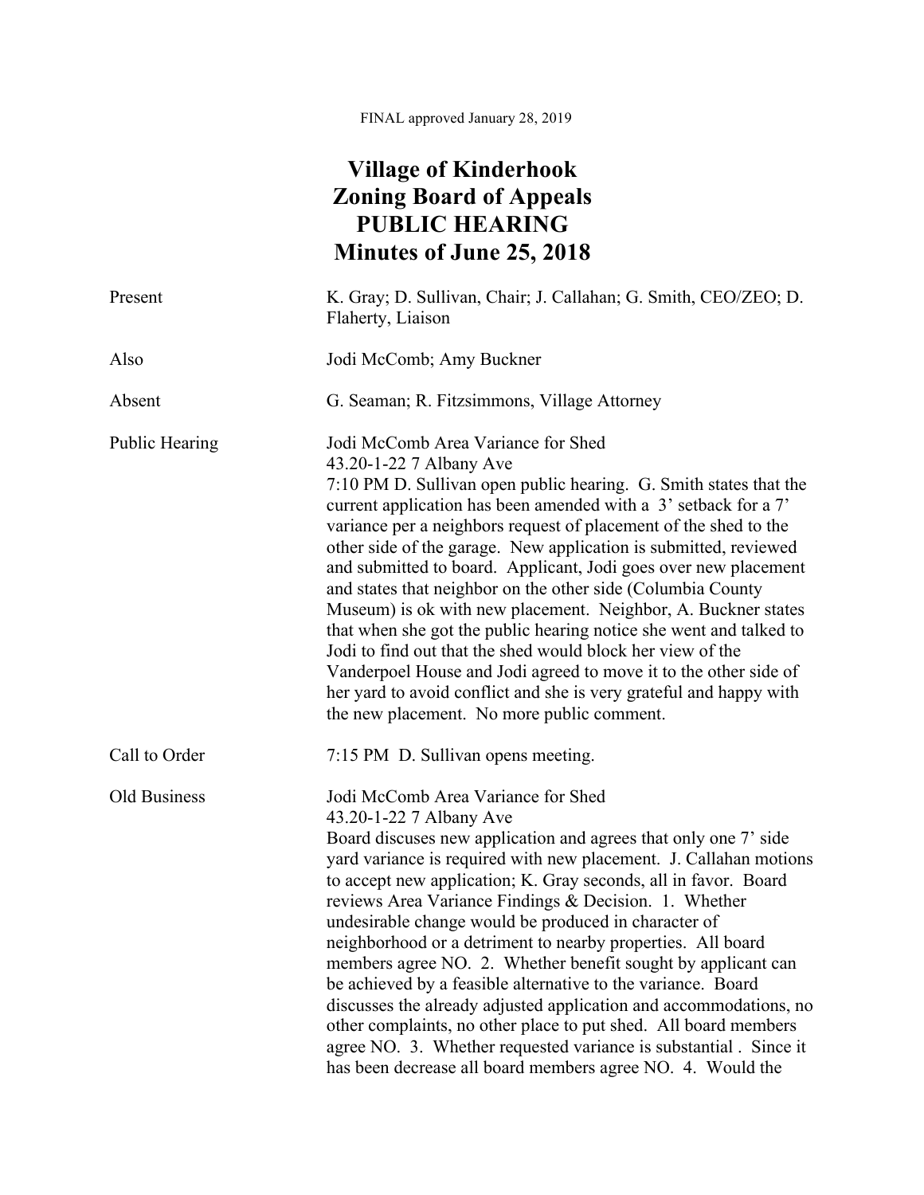FINAL approved January 28, 2019

# Village of Kinderhook
# Zoning Board of Appeals
# PUBLIC HEARING
# Minutes of June 25, 2018

| | |
|---|---|
| Present | K. Gray; D. Sullivan, Chair; J. Callahan; G. Smith, CEO/ZEO; D. Flaherty, Liaison |
| Also | Jodi McComb; Amy Buckner |
| Absent | G. Seaman; R. Fitzsimmons, Village Attorney |

**Public Hearing**

Jodi McComb Area Variance for Shed
43.20-1-22 7 Albany Ave
7:10 PM D. Sullivan open public hearing. G. Smith states that the current application has been amended with a 3' setback for a 7' variance per a neighbors request of placement of the shed to the other side of the garage. New application is submitted, reviewed and submitted to board. Applicant, Jodi goes over new placement and states that neighbor on the other side (Columbia County Museum) is ok with new placement. Neighbor, A. Buckner states that when she got the public hearing notice she went and talked to Jodi to find out that the shed would block her view of the Vanderpoel House and Jodi agreed to move it to the other side of her yard to avoid conflict and she is very grateful and happy with the new placement. No more public comment.

**Call to Order**

7:15 PM D. Sullivan opens meeting.

**Old Business**

Jodi McComb Area Variance for Shed
43.20-1-22 7 Albany Ave
Board discuses new application and agrees that only one 7' side yard variance is required with new placement. J. Callahan motions to accept new application; K. Gray seconds, all in favor. Board reviews Area Variance Findings & Decision. 1. Whether undesirable change would be produced in character of neighborhood or a detriment to nearby properties. All board members agree NO. 2. Whether benefit sought by applicant can be achieved by a feasible alternative to the variance. Board discusses the already adjusted application and accommodations, no other complaints, no other place to put shed. All board members agree NO. 3. Whether requested variance is substantial . Since it has been decrease all board members agree NO. 4. Would the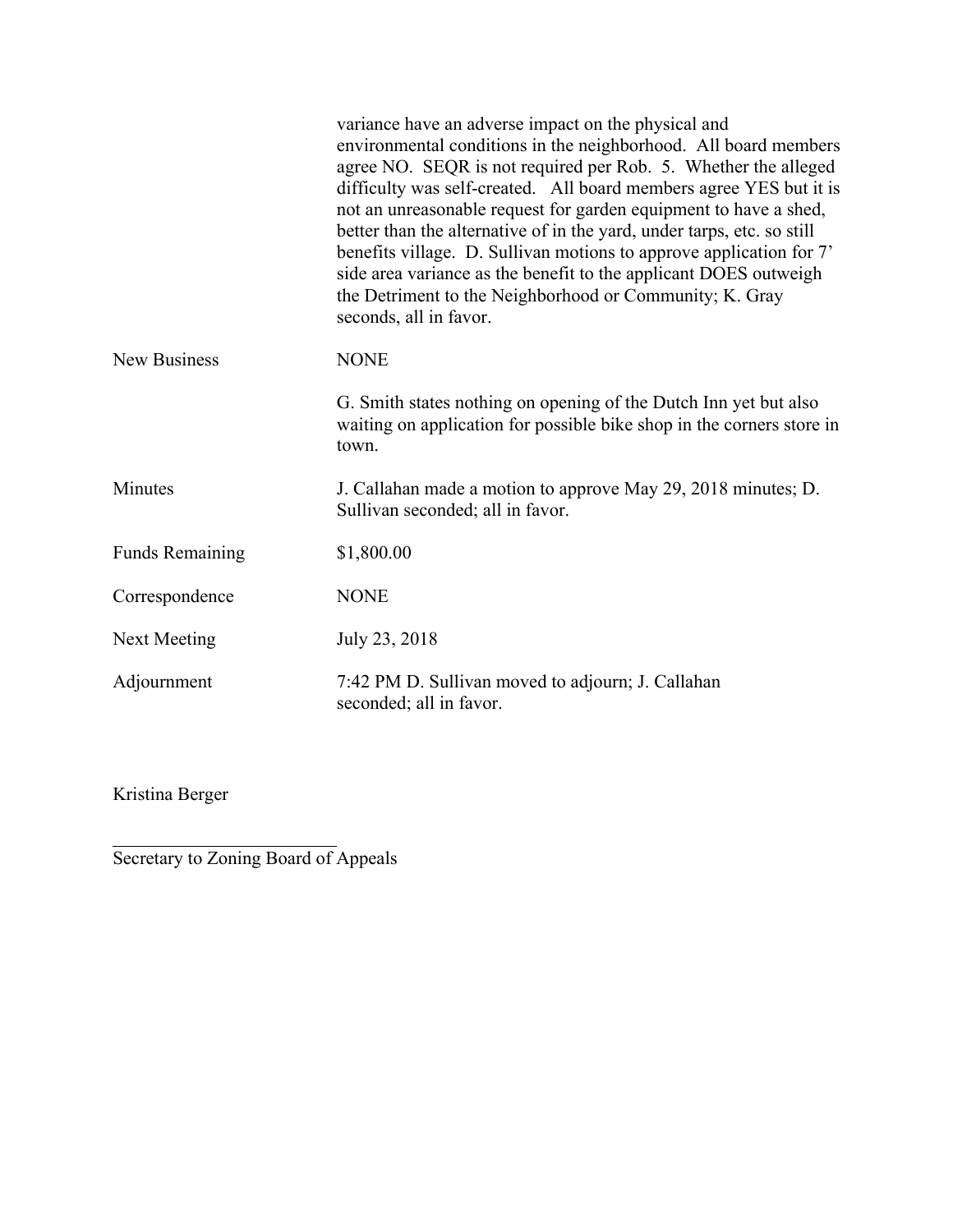variance have an adverse impact on the physical and environmental conditions in the neighborhood. All board members agree NO. SEQR is not required per Rob. 5. Whether the alleged difficulty was self-created. All board members agree YES but it is not an unreasonable request for garden equipment to have a shed, better than the alternative of in the yard, under tarps, etc. so still benefits village. D. Sullivan motions to approve application for 7' side area variance as the benefit to the applicant DOES outweigh the Detriment to the Neighborhood or Community; K. Gray seconds, all in favor.

| | |
|---|---|
| New Business | NONE |
| | G. Smith states nothing on opening of the Dutch Inn yet but also waiting on application for possible bike shop in the corners store in town. |
| Minutes | J. Callahan made a motion to approve May 29, 2018 minutes; D. Sullivan seconded; all in favor. |
| Funds Remaining | $1,800.00 |
| Correspondence | NONE |
| Next Meeting | July 23, 2018 |
| Adjournment | 7:42 PM D. Sullivan moved to adjourn; J. Callahan seconded; all in favor. |

Kristina Berger

_________________________
Secretary to Zoning Board of Appeals